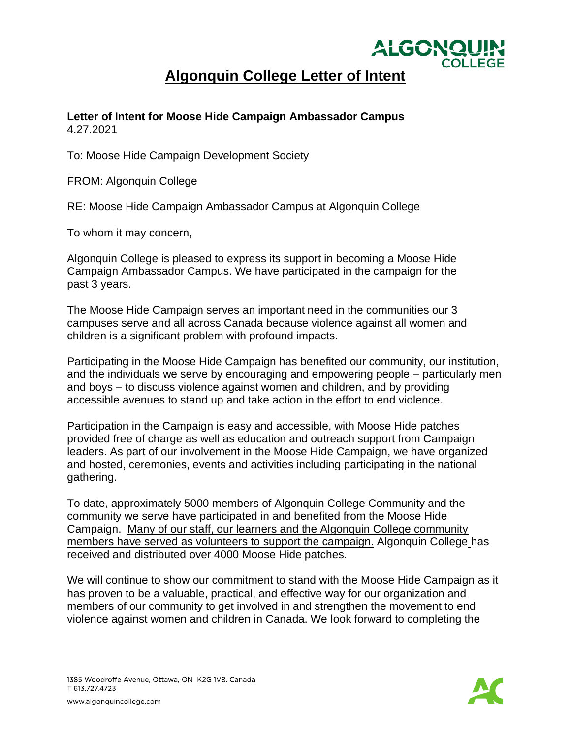# Algonquin College Letter of Intent

**Letter of Intent for Moose Hide Campaign Ambassador Campus**
4.27.2021

To: Moose Hide Campaign Development Society

FROM: Algonquin College

RE: Moose Hide Campaign Ambassador Campus at Algonquin College

To whom it may concern,

Algonquin College is pleased to express its support in becoming a Moose Hide Campaign Ambassador Campus. We have participated in the campaign for the past 3 years.

The Moose Hide Campaign serves an important need in the communities our 3 campuses serve and all across Canada because violence against all women and children is a significant problem with profound impacts.

Participating in the Moose Hide Campaign has benefited our community, our institution, and the individuals we serve by encouraging and empowering people – particularly men and boys – to discuss violence against women and children, and by providing accessible avenues to stand up and take action in the effort to end violence.

Participation in the Campaign is easy and accessible, with Moose Hide patches provided free of charge as well as education and outreach support from Campaign leaders. As part of our involvement in the Moose Hide Campaign, we have organized and hosted, ceremonies, events and activities including participating in the national gathering.

To date, approximately 5000 members of Algonquin College Community and the community we serve have participated in and benefited from the Moose Hide Campaign. <u>Many of our staff, our learners and the Algonquin College community members have served as volunteers to support the campaign.</u> Algonquin College has received and distributed over 4000 Moose Hide patches.

We will continue to show our commitment to stand with the Moose Hide Campaign as it has proven to be a valuable, practical, and effective way for our organization and members of our community to get involved in and strengthen the movement to end violence against women and children in Canada. We look forward to completing the

1385 Woodroffe Avenue, Ottawa, ON K2G 1V8, Canada
T 613.727.4723
www.algonquincollege.com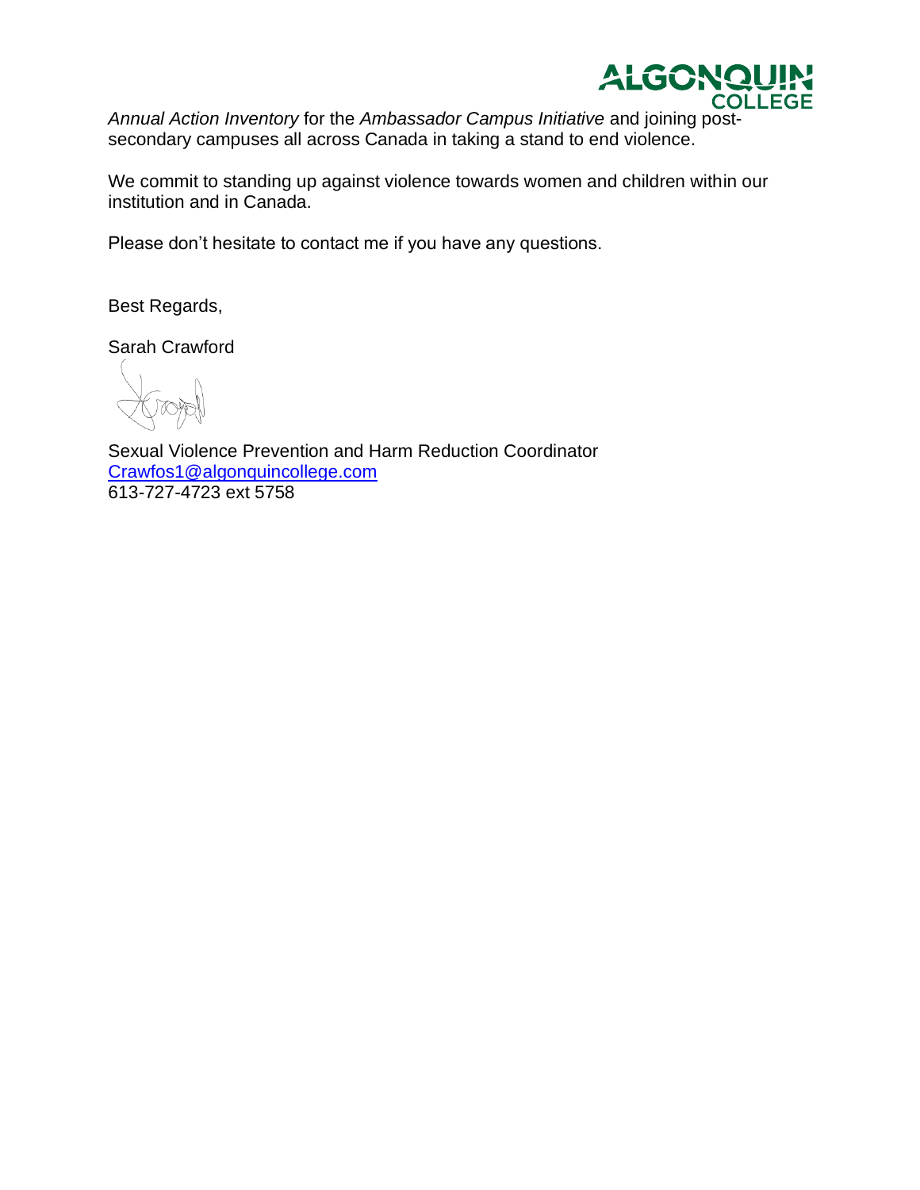*Annual Action Inventory* for the *Ambassador Campus Initiative* and joining post-secondary campuses all across Canada in taking a stand to end violence.

We commit to standing up against violence towards women and children within our institution and in Canada.

Please don't hesitate to contact me if you have any questions.

Best Regards,

Sarah Crawford

Sexual Violence Prevention and Harm Reduction Coordinator
Crawfos1@algonquincollege.com
613-727-4723 ext 5758